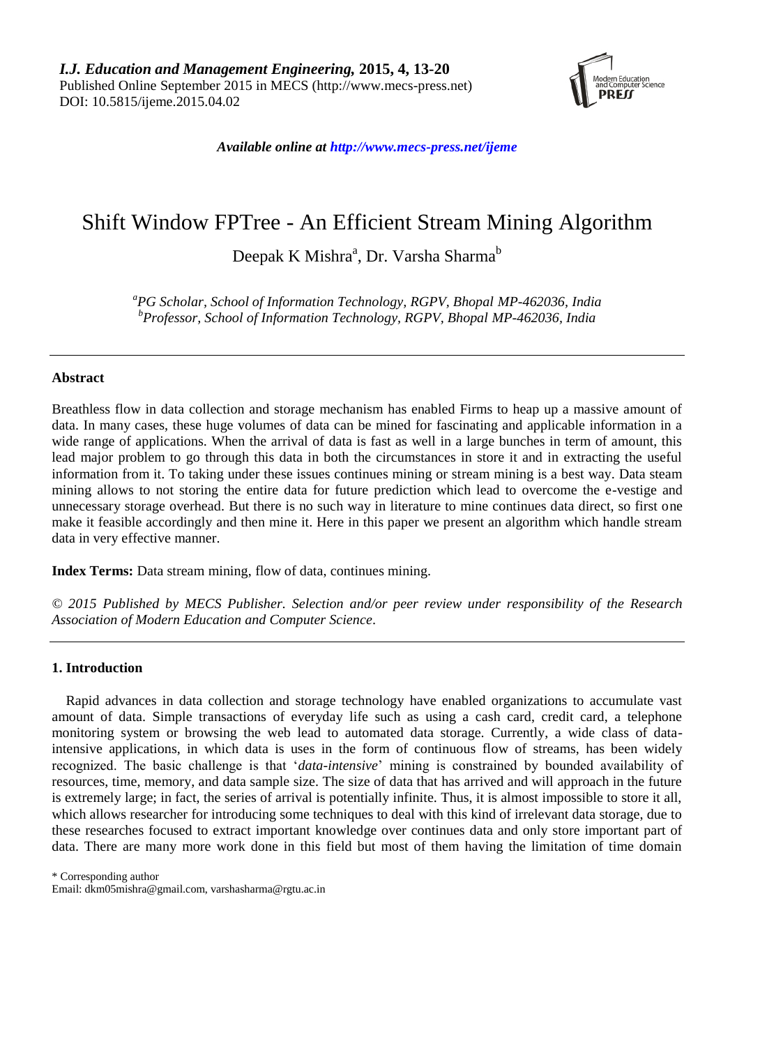*I.J. Education and Management Engineering,* **2015, 4, 13-20**
Published Online September 2015 in MECS (http://www.mecs-press.net)
DOI: 10.5815/ijeme.2015.04.02

*Available online at http://www.mecs-press.net/ijeme*

# Shift Window FPTree - An Efficient Stream Mining Algorithm

Deepak K Mishra[a], Dr. Varsha Sharma[b]

*[a]PG Scholar, School of Information Technology, RGPV, Bhopal MP-462036, India*
*[b]Professor, School of Information Technology, RGPV, Bhopal MP-462036, India*

---

## Abstract

Breathless flow in data collection and storage mechanism has enabled Firms to heap up a massive amount of data. In many cases, these huge volumes of data can be mined for fascinating and applicable information in a wide range of applications. When the arrival of data is fast as well in a large bunches in term of amount, this lead major problem to go through this data in both the circumstances in store it and in extracting the useful information from it. To taking under these issues continues mining or stream mining is a best way. Data steam mining allows to not storing the entire data for future prediction which lead to overcome the e-vestige and unnecessary storage overhead. But there is no such way in literature to mine continues data direct, so first one make it feasible accordingly and then mine it. Here in this paper we present an algorithm which handle stream data in very effective manner.

**Index Terms:** Data stream mining, flow of data, continues mining.

*© 2015 Published by MECS Publisher. Selection and/or peer review under responsibility of the Research Association of Modern Education and Computer Science.*

---

## 1. Introduction

Rapid advances in data collection and storage technology have enabled organizations to accumulate vast amount of data. Simple transactions of everyday life such as using a cash card, credit card, a telephone monitoring system or browsing the web lead to automated data storage. Currently, a wide class of data-intensive applications, in which data is uses in the form of continuous flow of streams, has been widely recognized. The basic challenge is that '*data-intensive*' mining is constrained by bounded availability of resources, time, memory, and data sample size. The size of data that has arrived and will approach in the future is extremely large; in fact, the series of arrival is potentially infinite. Thus, it is almost impossible to store it all, which allows researcher for introducing some techniques to deal with this kind of irrelevant data storage, due to these researches focused to extract important knowledge over continues data and only store important part of data. There are many more work done in this field but most of them having the limitation of time domain

\* Corresponding author
Email: dkm05mishra@gmail.com, varshasharma@rgtu.ac.in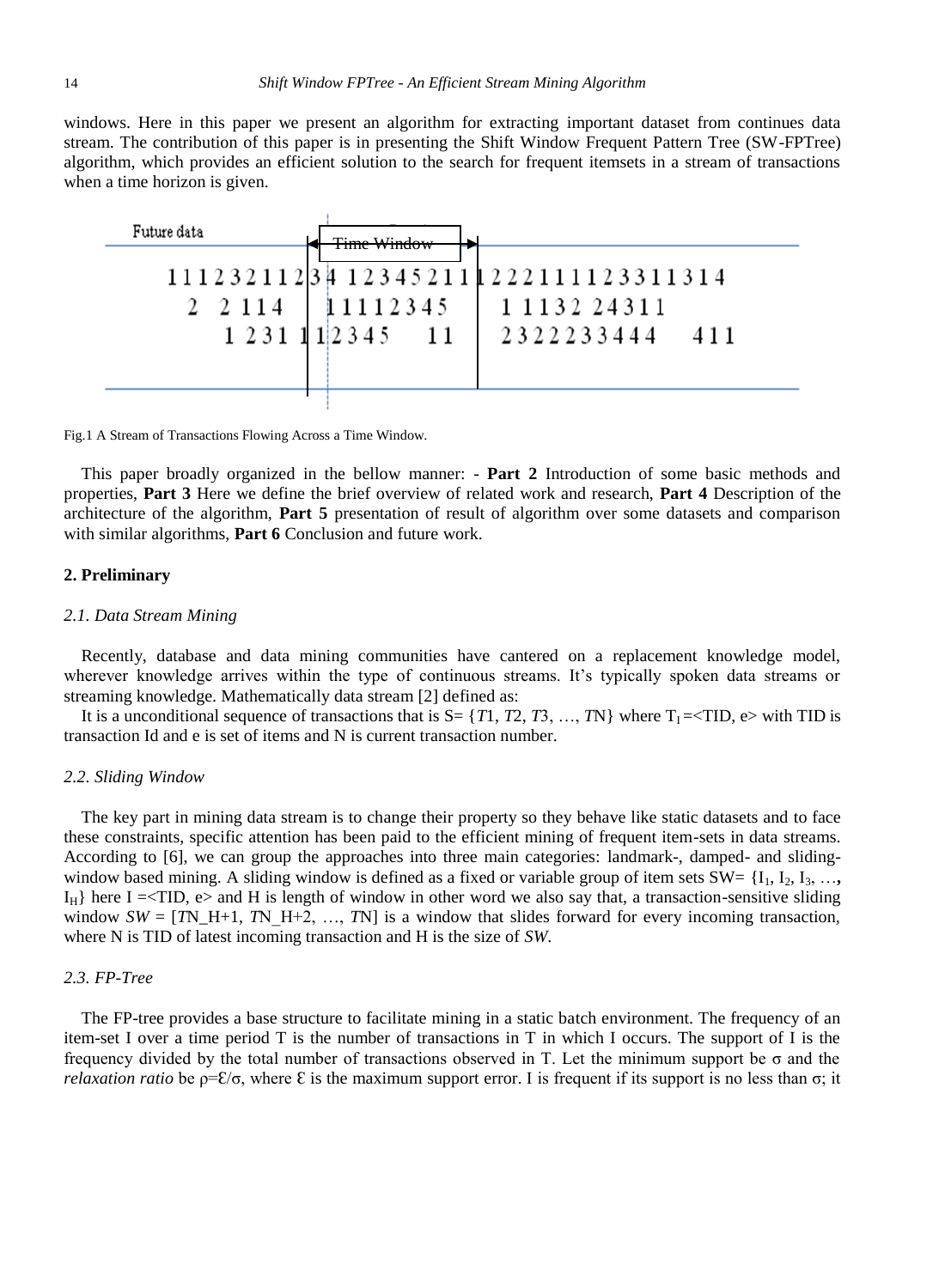windows. Here in this paper we present an algorithm for extracting important dataset from continues data stream. The contribution of this paper is in presenting the Shift Window Frequent Pattern Tree (SW-FPTree) algorithm, which provides an efficient solution to the search for frequent itemsets in a stream of transactions when a time horizon is given.

Fig.1 A Stream of Transactions Flowing Across a Time Window.

This paper broadly organized in the bellow manner: - **Part 2** Introduction of some basic methods and properties, **Part 3** Here we define the brief overview of related work and research, **Part 4** Description of the architecture of the algorithm, **Part 5** presentation of result of algorithm over some datasets and comparison with similar algorithms, **Part 6** Conclusion and future work.

## 2. Preliminary

### *2.1. Data Stream Mining*

Recently, database and data mining communities have cantered on a replacement knowledge model, wherever knowledge arrives within the type of continuous streams. It's typically spoken data streams or streaming knowledge. Mathematically data stream [2] defined as:

It is a unconditional sequence of transactions that is S= {*T*1, *T*2, *T*3, …, *T*N} where $T_I$=<TID, e> with TID is transaction Id and e is set of items and N is current transaction number.

### *2.2. Sliding Window*

The key part in mining data stream is to change their property so they behave like static datasets and to face these constraints, specific attention has been paid to the efficient mining of frequent item-sets in data streams. According to [6], we can group the approaches into three main categories: landmark-, damped- and sliding-window based mining. A sliding window is defined as a fixed or variable group of item sets SW= {$I_1$, $I_2$, $I_3$, …, $I_H$} here I =<TID, e> and H is length of window in other word we also say that, a transaction-sensitive sliding window *SW* = [*T*N_H+1, *T*N_H+2, …, *T*N] is a window that slides forward for every incoming transaction, where N is TID of latest incoming transaction and H is the size of *SW*.

### *2.3. FP-Tree*

The FP-tree provides a base structure to facilitate mining in a static batch environment. The frequency of an item-set I over a time period T is the number of transactions in T in which I occurs. The support of I is the frequency divided by the total number of transactions observed in T. Let the minimum support be σ and the *relaxation ratio* be ρ=Ɛ/σ, where Ɛ is the maximum support error. I is frequent if its support is no less than σ; it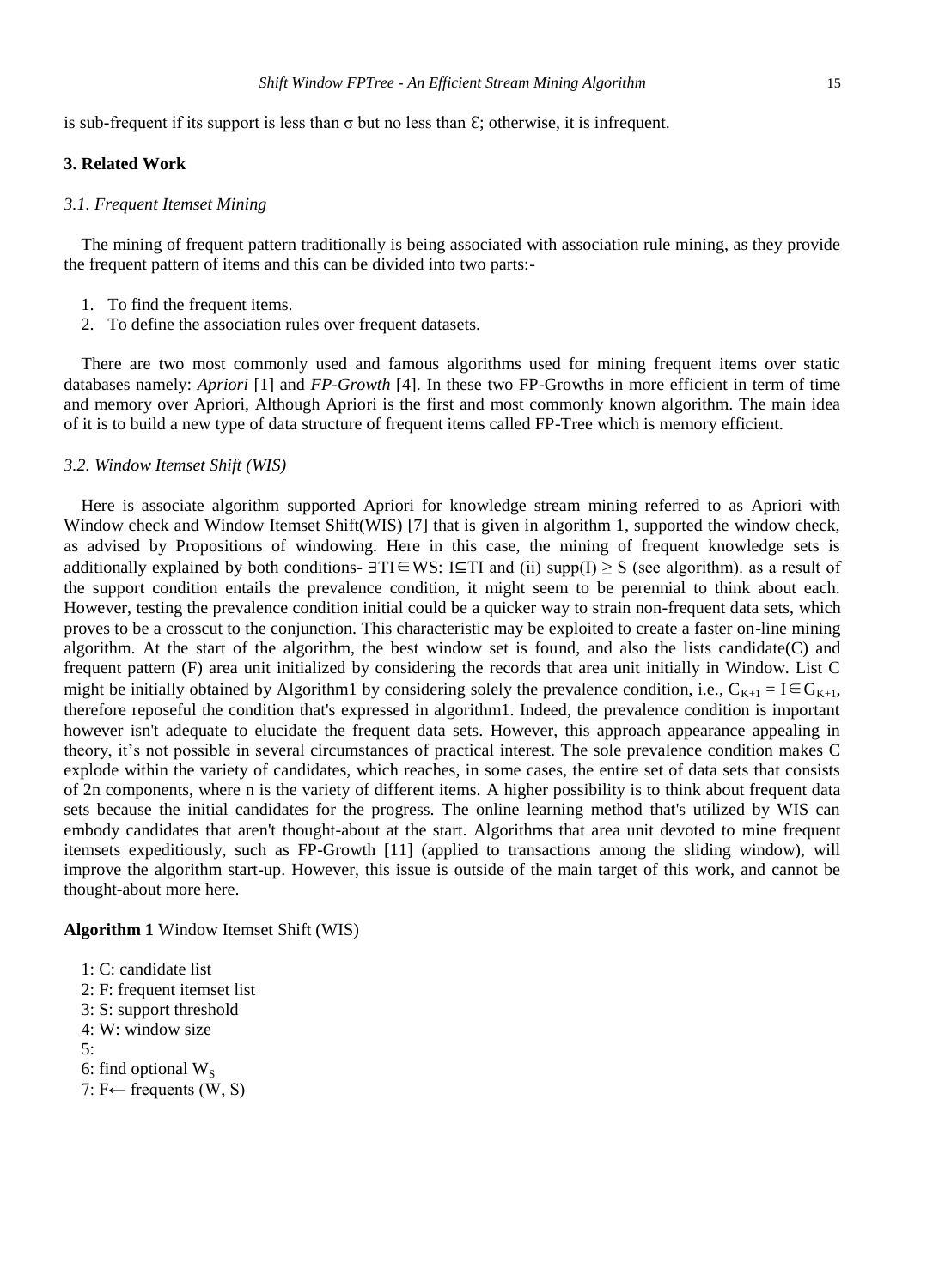is sub-frequent if its support is less than σ but no less than Ɛ; otherwise, it is infrequent.

## 3. Related Work

### *3.1. Frequent Itemset Mining*

The mining of frequent pattern traditionally is being associated with association rule mining, as they provide the frequent pattern of items and this can be divided into two parts:-

1. To find the frequent items.
2. To define the association rules over frequent datasets.

There are two most commonly used and famous algorithms used for mining frequent items over static databases namely: *Apriori* [1] and *FP-Growth* [4]. In these two FP-Growths in more efficient in term of time and memory over Apriori, Although Apriori is the first and most commonly known algorithm. The main idea of it is to build a new type of data structure of frequent items called FP-Tree which is memory efficient.

### *3.2. Window Itemset Shift (WIS)*

Here is associate algorithm supported Apriori for knowledge stream mining referred to as Apriori with Window check and Window Itemset Shift(WIS) [7] that is given in algorithm 1, supported the window check, as advised by Propositions of windowing. Here in this case, the mining of frequent knowledge sets is additionally explained by both conditions- $\exists TI \in WS$: $I \subseteq TI$ and (ii) $supp(I) \geq S$ (see algorithm). as a result of the support condition entails the prevalence condition, it might seem to be perennial to think about each. However, testing the prevalence condition initial could be a quicker way to strain non-frequent data sets, which proves to be a crosscut to the conjunction. This characteristic may be exploited to create a faster on-line mining algorithm. At the start of the algorithm, the best window set is found, and also the lists candidate(C) and frequent pattern (F) area unit initialized by considering the records that area unit initially in Window. List C might be initially obtained by Algorithm1 by considering solely the prevalence condition, i.e., $C_{K+1} = I \in G_{K+1}$, therefore reposeful the condition that's expressed in algorithm1. Indeed, the prevalence condition is important however isn't adequate to elucidate the frequent data sets. However, this approach appearance appealing in theory, it's not possible in several circumstances of practical interest. The sole prevalence condition makes C explode within the variety of candidates, which reaches, in some cases, the entire set of data sets that consists of 2n components, where n is the variety of different items. A higher possibility is to think about frequent data sets because the initial candidates for the progress. The online learning method that's utilized by WIS can embody candidates that aren't thought-about at the start. Algorithms that area unit devoted to mine frequent itemsets expeditiously, such as FP-Growth [11] (applied to transactions among the sliding window), will improve the algorithm start-up. However, this issue is outside of the main target of this work, and cannot be thought-about more here.

**Algorithm 1** Window Itemset Shift (WIS)

```
1: C: candidate list
2: F: frequent itemset list
3: S: support threshold
4: W: window size
5:
6: find optional W_S
7: F← frequents (W, S)
```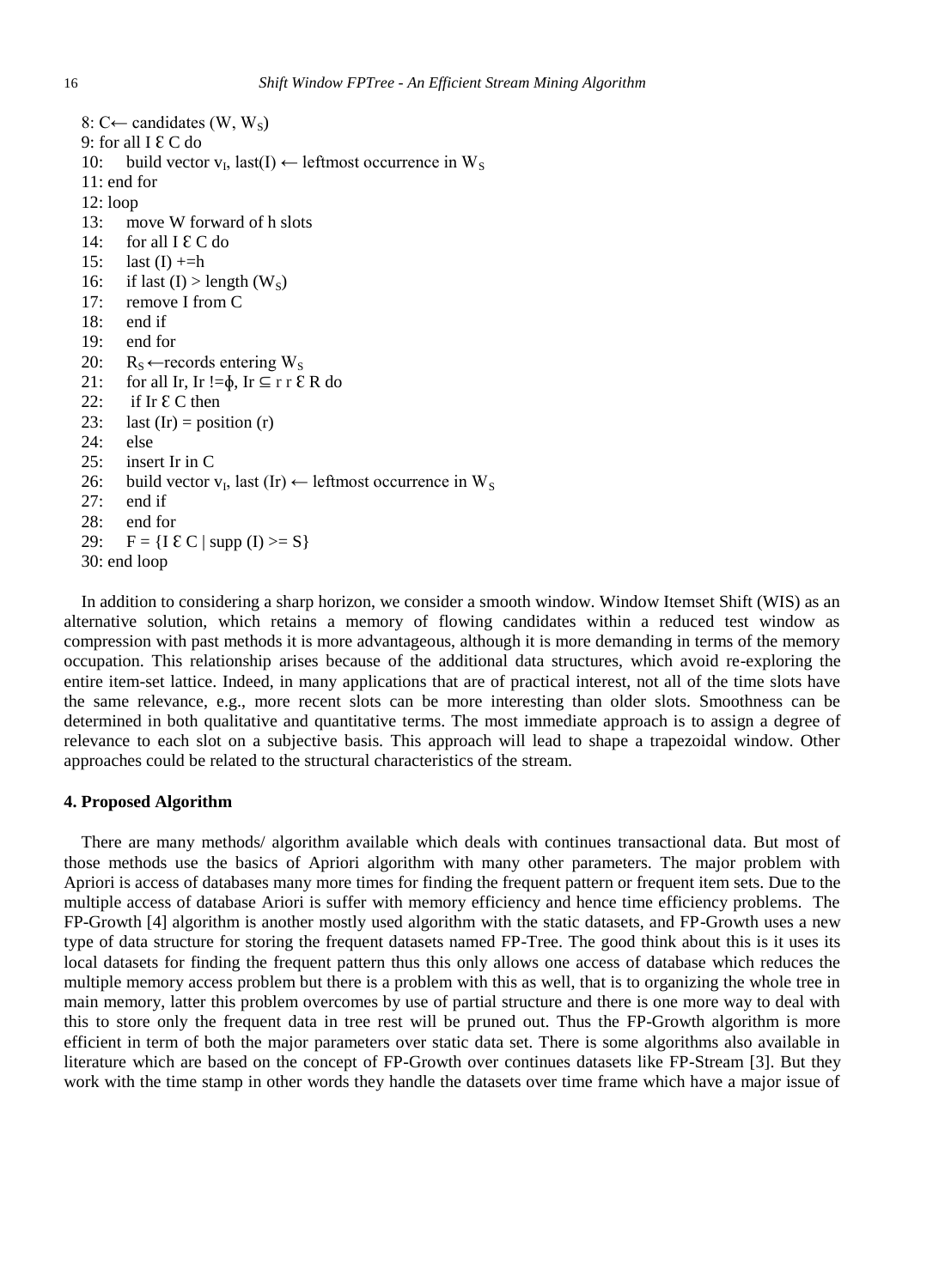```
8: C← candidates (W, W_S)
9: for all I Ɛ C do
10:    build vector v_I, last(I) ← leftmost occurrence in W_S
11: end for
12: loop
13:    move W forward of h slots
14:    for all I Ɛ C do
15:    last (I) +=h
16:    if last (I) > length (W_S)
17:    remove I from C
18:    end if
19:    end for
20:    R_S ←records entering W_S
21:    for all Ir, Ir !=ϕ, Ir ⊆ r r Ɛ R do
22:     if Ir Ɛ C then
23:    last (Ir) = position (r)
24:    else
25:    insert Ir in C
26:    build vector v_I, last (Ir) ← leftmost occurrence in W_S
27:    end if
28:    end for
29:    F = {I Ɛ C | supp (I) >= S}
30: end loop
```

In addition to considering a sharp horizon, we consider a smooth window. Window Itemset Shift (WIS) as an alternative solution, which retains a memory of flowing candidates within a reduced test window as compression with past methods it is more advantageous, although it is more demanding in terms of the memory occupation. This relationship arises because of the additional data structures, which avoid re-exploring the entire item-set lattice. Indeed, in many applications that are of practical interest, not all of the time slots have the same relevance, e.g., more recent slots can be more interesting than older slots. Smoothness can be determined in both qualitative and quantitative terms. The most immediate approach is to assign a degree of relevance to each slot on a subjective basis. This approach will lead to shape a trapezoidal window. Other approaches could be related to the structural characteristics of the stream.

## 4. Proposed Algorithm

There are many methods/ algorithm available which deals with continues transactional data. But most of those methods use the basics of Apriori algorithm with many other parameters. The major problem with Apriori is access of databases many more times for finding the frequent pattern or frequent item sets. Due to the multiple access of database Ariori is suffer with memory efficiency and hence time efficiency problems. The FP-Growth [4] algorithm is another mostly used algorithm with the static datasets, and FP-Growth uses a new type of data structure for storing the frequent datasets named FP-Tree. The good think about this is it uses its local datasets for finding the frequent pattern thus this only allows one access of database which reduces the multiple memory access problem but there is a problem with this as well, that is to organizing the whole tree in main memory, latter this problem overcomes by use of partial structure and there is one more way to deal with this to store only the frequent data in tree rest will be pruned out. Thus the FP-Growth algorithm is more efficient in term of both the major parameters over static data set. There is some algorithms also available in literature which are based on the concept of FP-Growth over continues datasets like FP-Stream [3]. But they work with the time stamp in other words they handle the datasets over time frame which have a major issue of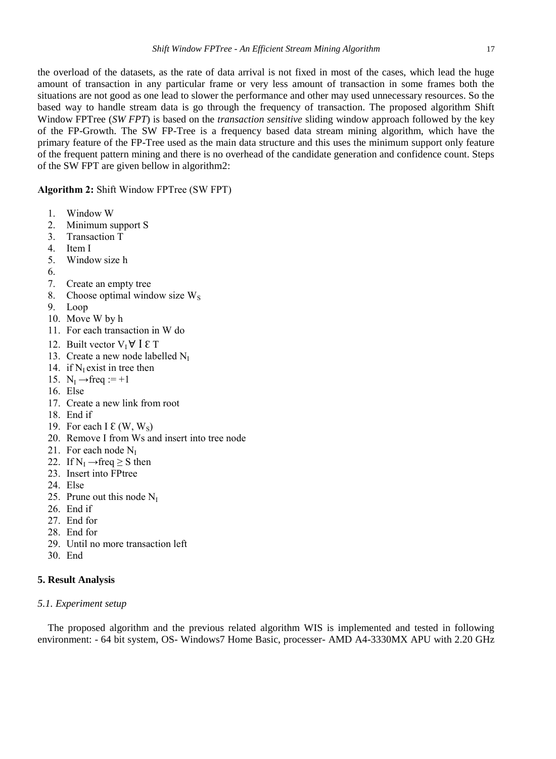the overload of the datasets, as the rate of data arrival is not fixed in most of the cases, which lead the huge amount of transaction in any particular frame or very less amount of transaction in some frames both the situations are not good as one lead to slower the performance and other may used unnecessary resources. So the based way to handle stream data is go through the frequency of transaction. The proposed algorithm Shift Window FPTree (*SW FPT*) is based on the *transaction sensitive* sliding window approach followed by the key of the FP-Growth. The SW FP-Tree is a frequency based data stream mining algorithm, which have the primary feature of the FP-Tree used as the main data structure and this uses the minimum support only feature of the frequent pattern mining and there is no overhead of the candidate generation and confidence count. Steps of the SW FPT are given bellow in algorithm2:

**Algorithm 2:** Shift Window FPTree (SW FPT)

1. Window W
2. Minimum support S
3. Transaction T
4. Item I
5. Window size h
6. 
7. Create an empty tree
8. Choose optimal window size $W_S$
9. Loop
10. Move W by h
11. For each transaction in W do
12. Built vector $V_I \forall I \varepsilon T$
13. Create a new node labelled $N_I$
14. if $N_I$ exist in tree then
15. $N_I \rightarrow$freq := +1
16. Else
17. Create a new link from root
18. End if
19. For each I $\varepsilon$ (W, $W_S$)
20. Remove I from Ws and insert into tree node
21. For each node $N_I$
22. If $N_I \rightarrow$freq $\geq$ S then
23. Insert into FPtree
24. Else
25. Prune out this node $N_I$
26. End if
27. End for
28. End for
29. Until no more transaction left
30. End

## 5. Result Analysis

### *5.1. Experiment setup*

The proposed algorithm and the previous related algorithm WIS is implemented and tested in following environment: - 64 bit system, OS- Windows7 Home Basic, processer- AMD A4-3330MX APU with 2.20 GHz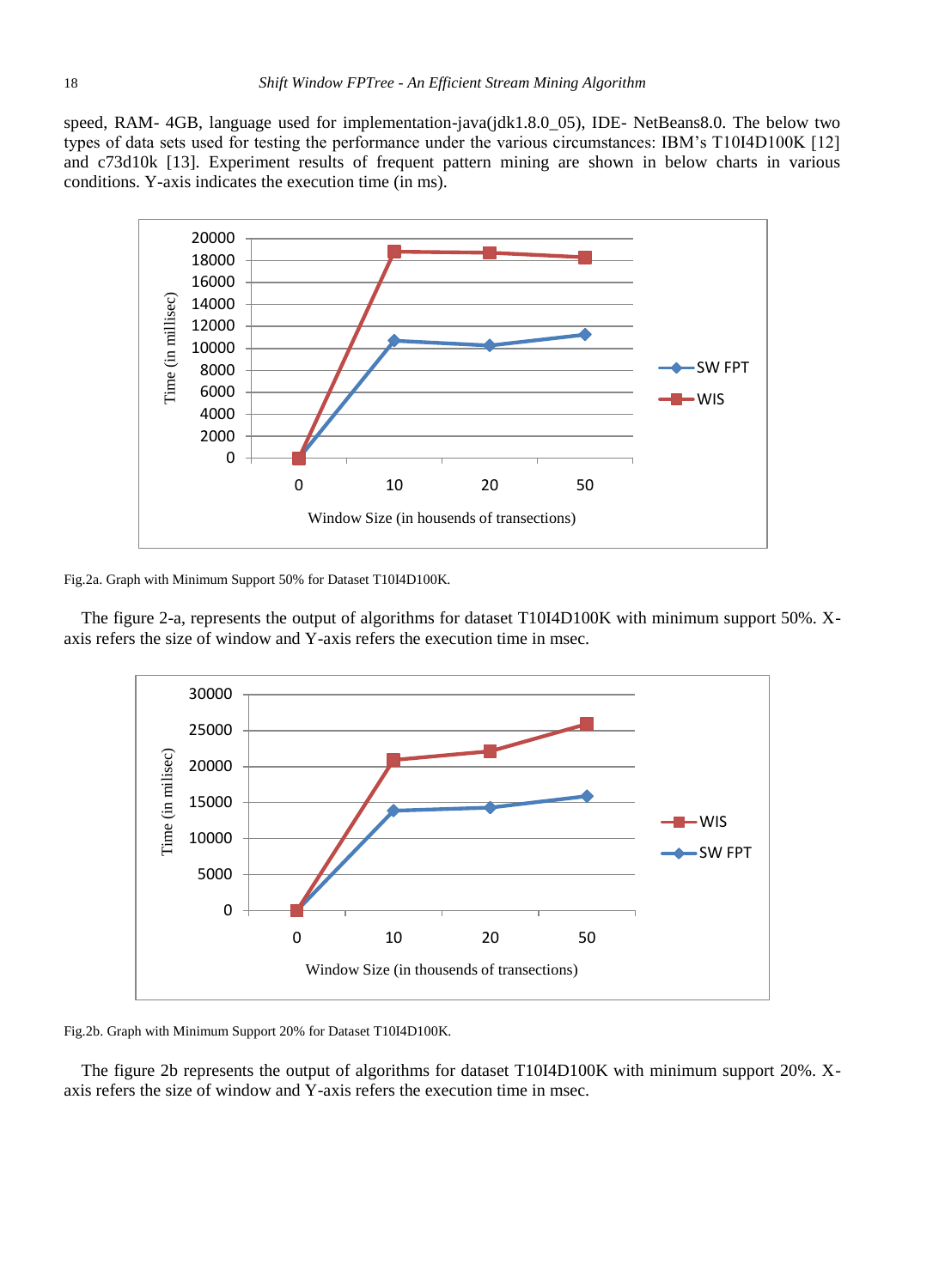speed, RAM- 4GB, language used for implementation-java(jdk1.8.0_05), IDE- NetBeans8.0. The below two types of data sets used for testing the performance under the various circumstances: IBM's T10I4D100K [12] and c73d10k [13]. Experiment results of frequent pattern mining are shown in below charts in various conditions. Y-axis indicates the execution time (in ms).

Fig.2a. Graph with Minimum Support 50% for Dataset T10I4D100K.

The figure 2-a, represents the output of algorithms for dataset T10I4D100K with minimum support 50%. X-axis refers the size of window and Y-axis refers the execution time in msec.

Fig.2b. Graph with Minimum Support 20% for Dataset T10I4D100K.

The figure 2b represents the output of algorithms for dataset T10I4D100K with minimum support 20%. X-axis refers the size of window and Y-axis refers the execution time in msec.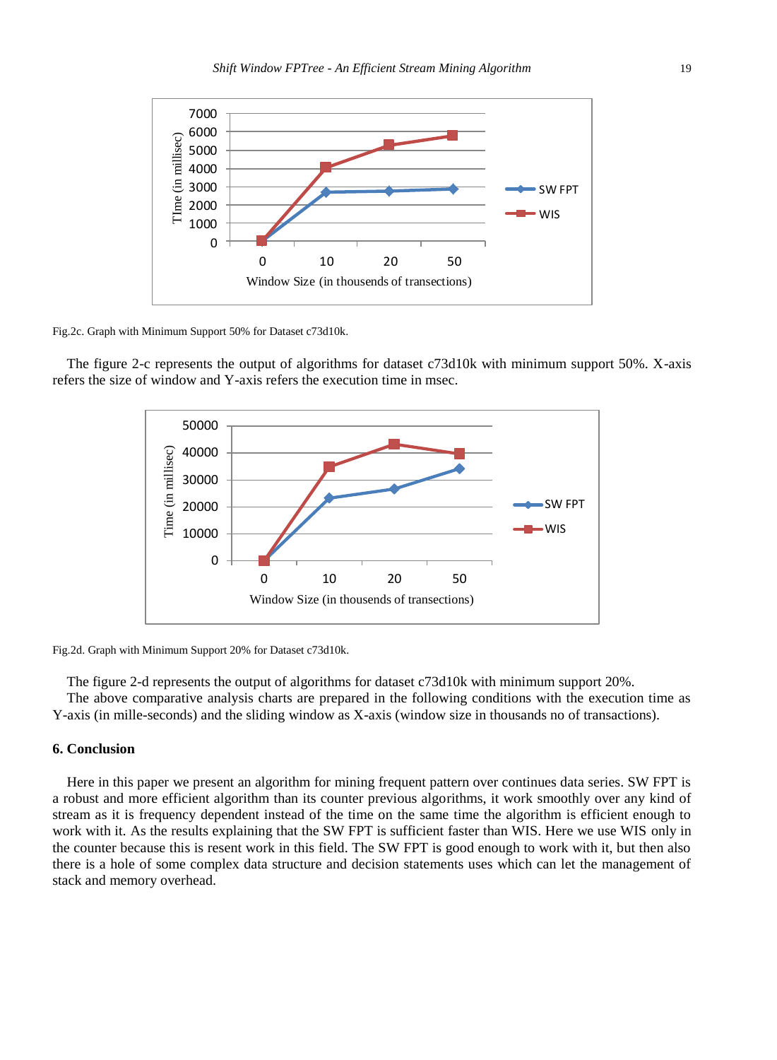Fig.2c. Graph with Minimum Support 50% for Dataset c73d10k.

The figure 2-c represents the output of algorithms for dataset c73d10k with minimum support 50%. X-axis refers the size of window and Y-axis refers the execution time in msec.

Fig.2d. Graph with Minimum Support 20% for Dataset c73d10k.

The figure 2-d represents the output of algorithms for dataset c73d10k with minimum support 20%.

The above comparative analysis charts are prepared in the following conditions with the execution time as Y-axis (in mille-seconds) and the sliding window as X-axis (window size in thousands no of transactions).

## 6. Conclusion

Here in this paper we present an algorithm for mining frequent pattern over continues data series. SW FPT is a robust and more efficient algorithm than its counter previous algorithms, it work smoothly over any kind of stream as it is frequency dependent instead of the time on the same time the algorithm is efficient enough to work with it. As the results explaining that the SW FPT is sufficient faster than WIS. Here we use WIS only in the counter because this is resent work in this field. The SW FPT is good enough to work with it, but then also there is a hole of some complex data structure and decision statements uses which can let the management of stack and memory overhead.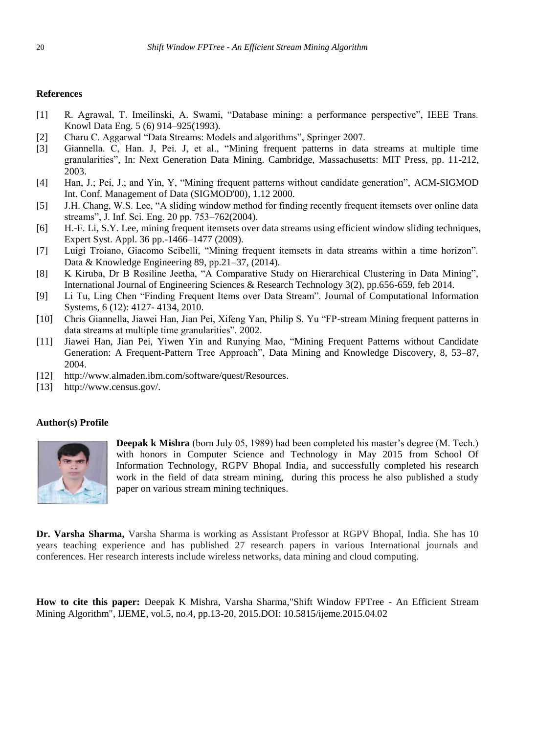### References

[1] R. Agrawal, T. Imeilinski, A. Swami, "Database mining: a performance perspective", IEEE Trans. Knowl Data Eng. 5 (6) 914–925(1993).

[2] Charu C. Aggarwal "Data Streams: Models and algorithms", Springer 2007.

[3] Giannella. C, Han. J, Pei. J, et al., "Mining frequent patterns in data streams at multiple time granularities", In: Next Generation Data Mining. Cambridge, Massachusetts: MIT Press, pp. 11-212, 2003.

[4] Han, J.; Pei, J.; and Yin, Y, "Mining frequent patterns without candidate generation", ACM-SIGMOD Int. Conf. Management of Data (SIGMOD'00), 1.12 2000.

[5] J.H. Chang, W.S. Lee, "A sliding window method for finding recently frequent itemsets over online data streams", J. Inf. Sci. Eng. 20 pp. 753–762(2004).

[6] H.-F. Li, S.Y. Lee, mining frequent itemsets over data streams using efficient window sliding techniques, Expert Syst. Appl. 36 pp.-1466–1477 (2009).

[7] Luigi Troiano, Giacomo Scibelli, "Mining frequent itemsets in data streams within a time horizon". Data & Knowledge Engineering 89, pp.21–37, (2014).

[8] K Kiruba, Dr B Rosiline Jeetha, "A Comparative Study on Hierarchical Clustering in Data Mining", International Journal of Engineering Sciences & Research Technology 3(2), pp.656-659, feb 2014.

[9] Li Tu, Ling Chen "Finding Frequent Items over Data Stream". Journal of Computational Information Systems, 6 (12): 4127- 4134, 2010.

[10] Chris Giannella, Jiawei Han, Jian Pei, Xifeng Yan, Philip S. Yu "FP-stream Mining frequent patterns in data streams at multiple time granularities". 2002.

[11] Jiawei Han, Jian Pei, Yiwen Yin and Runying Mao, "Mining Frequent Patterns without Candidate Generation: A Frequent-Pattern Tree Approach", Data Mining and Knowledge Discovery, 8, 53–87, 2004.

[12] http://www.almaden.ibm.com/software/quest/Resources.

[13] http://www.census.gov/.

### Author(s) Profile

**Deepak k Mishra** (born July 05, 1989) had been completed his master's degree (M. Tech.) with honors in Computer Science and Technology in May 2015 from School Of Information Technology, RGPV Bhopal India, and successfully completed his research work in the field of data stream mining, during this process he also published a study paper on various stream mining techniques.

**Dr. Varsha Sharma,** Varsha Sharma is working as Assistant Professor at RGPV Bhopal, India. She has 10 years teaching experience and has published 27 research papers in various International journals and conferences. Her research interests include wireless networks, data mining and cloud computing.

**How to cite this paper:** Deepak K Mishra, Varsha Sharma,"Shift Window FPTree - An Efficient Stream Mining Algorithm", IJEME, vol.5, no.4, pp.13-20, 2015.DOI: 10.5815/ijeme.2015.04.02